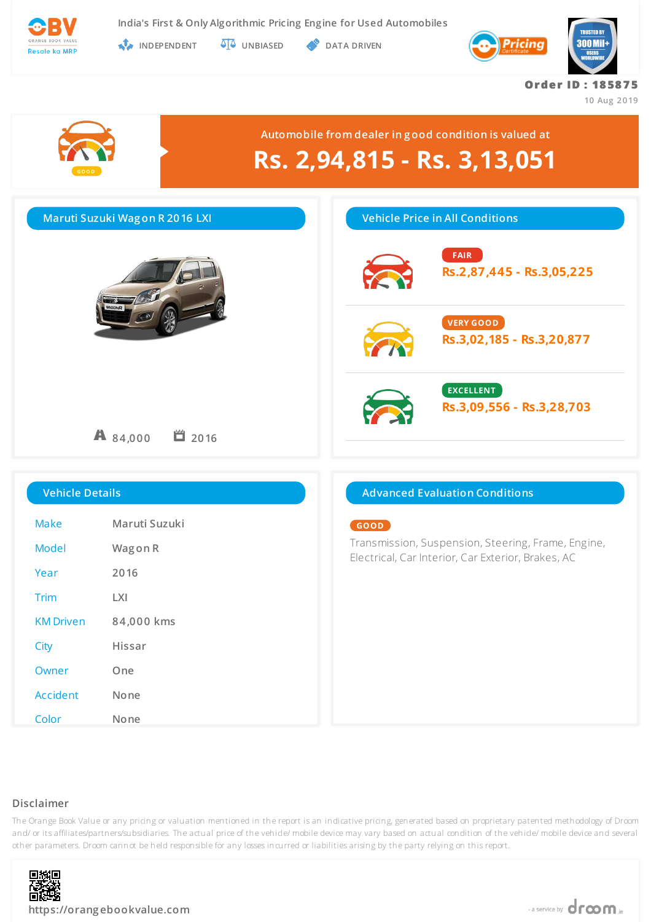OBV
ORANGE BOOK VALUE
Resale ka MRP

India's First & Only Algorithmic Pricing Engine for Used Automobiles

INDEPENDENT UNBIASED DATA DRIVEN

Pricing Certificate

TRUSTED BY 300 Mil+ USERS WORLDWIDE

**Order ID : 185875**
10 Aug 2019

GOOD

Automobile from dealer in good condition is valued at

# Rs. 2,94,815 - Rs. 3,13,051

## Maruti Suzuki Wagon R 2016 LXI

84,000 2016

## Vehicle Price in All Conditions

**FAIR**
Rs.2,87,445 - Rs.3,05,225

**VERY GOOD**
Rs.3,02,185 - Rs.3,20,877

**EXCELLENT**
Rs.3,09,556 - Rs.3,28,703

## Vehicle Details

| | |
|---|---|
| Make | Maruti Suzuki |
| Model | Wagon R |
| Year | 2016 |
| Trim | LXI |
| KM Driven | 84,000 kms |
| City | Hissar |
| Owner | One |
| Accident | None |
| Color | None |

## Advanced Evaluation Conditions

**GOOD**
Transmission, Suspension, Steering, Frame, Engine, Electrical, Car Interior, Car Exterior, Brakes, AC

## Disclaimer

The Orange Book Value or any pricing or valuation mentioned in the report is an indicative pricing, generated based on proprietary patented methodology of Droom and/ or its affiliates/partners/subsidiaries. The actual price of the vehicle/ mobile device may vary based on actual condition of the vehicle/ mobile device and several other parameters. Droom cannot be held responsible for any losses incurred or liabilities arising by the party relying on this report.

https://orangebookvalue.com

- a service by droom.in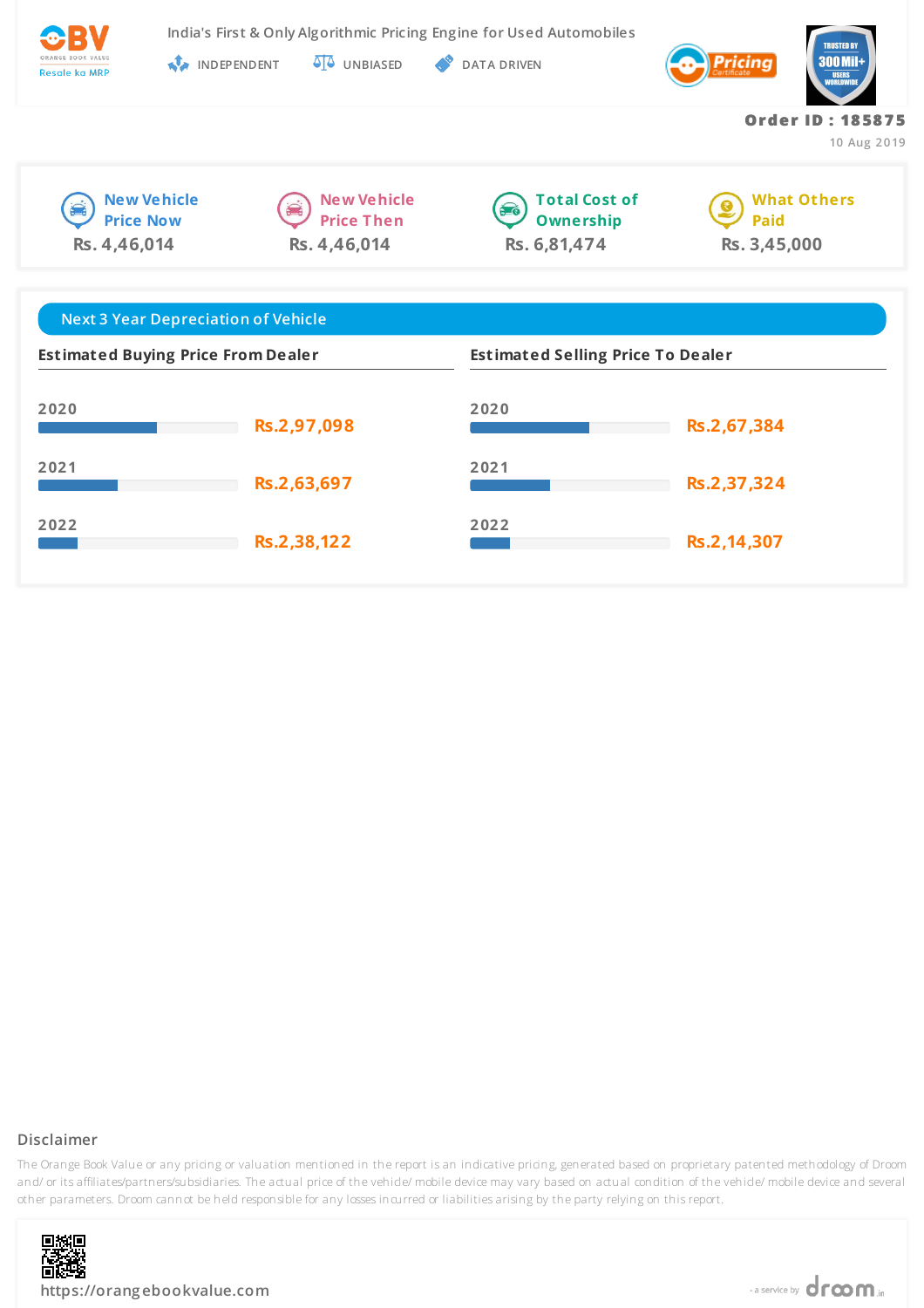India's First & Only Algorithmic Pricing Engine for Used Automobiles

INDEPENDENT | UNBIASED | DATA DRIVEN

**Order ID : 185875**

10 Aug 2019

| New Vehicle Price Now | New Vehicle Price Then | Total Cost of Ownership | What Others Paid |
|---|---|---|---|
| Rs. 4,46,014 | Rs. 4,46,014 | Rs. 6,81,474 | Rs. 3,45,000 |

## Next 3 Year Depreciation of Vehicle

| Year | Estimated Buying Price From Dealer | Estimated Selling Price To Dealer |
|---|---|---|
| 2020 | Rs.2,97,098 | Rs.2,67,384 |
| 2021 | Rs.2,63,697 | Rs.2,37,324 |
| 2022 | Rs.2,38,122 | Rs.2,14,307 |

### Disclaimer

The Orange Book Value or any pricing or valuation mentioned in the report is an indicative pricing, generated based on proprietary patented methodology of Droom and/ or its affiliates/partners/subsidiaries. The actual price of the vehicle/ mobile device may vary based on actual condition of the vehicle/ mobile device and several other parameters. Droom cannot be held responsible for any losses incurred or liabilities arising by the party relying on this report.

https://orangebookvalue.com

- a service by droom.in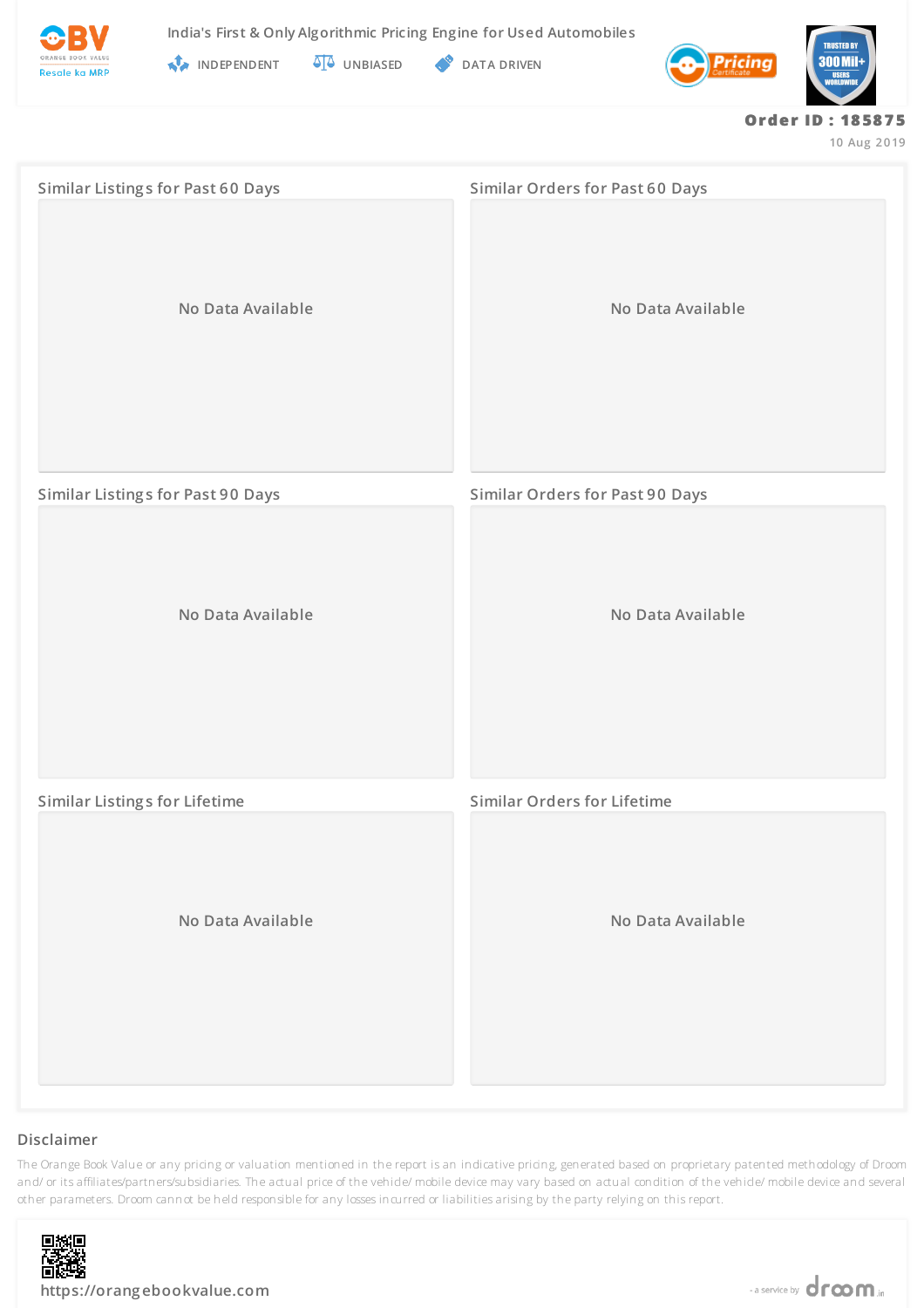India's First & Only Algorithmic Pricing Engine for Used Automobiles

INDEPENDENT UNBIASED DATA DRIVEN

**Order ID : 185875**

10 Aug 2019

### Similar Listings for Past 60 Days

No Data Available

### Similar Orders for Past 60 Days

No Data Available

### Similar Listings for Past 90 Days

No Data Available

### Similar Orders for Past 90 Days

No Data Available

### Similar Listings for Lifetime

No Data Available

### Similar Orders for Lifetime

No Data Available

## Disclaimer

The Orange Book Value or any pricing or valuation mentioned in the report is an indicative pricing, generated based on proprietary patented methodology of Droom and/ or its affiliates/partners/subsidiaries. The actual price of the vehicle/ mobile device may vary based on actual condition of the vehicle/ mobile device and several other parameters. Droom cannot be held responsible for any losses incurred or liabilities arising by the party relying on this report.

https://orangebookvalue.com

- a service by droom.in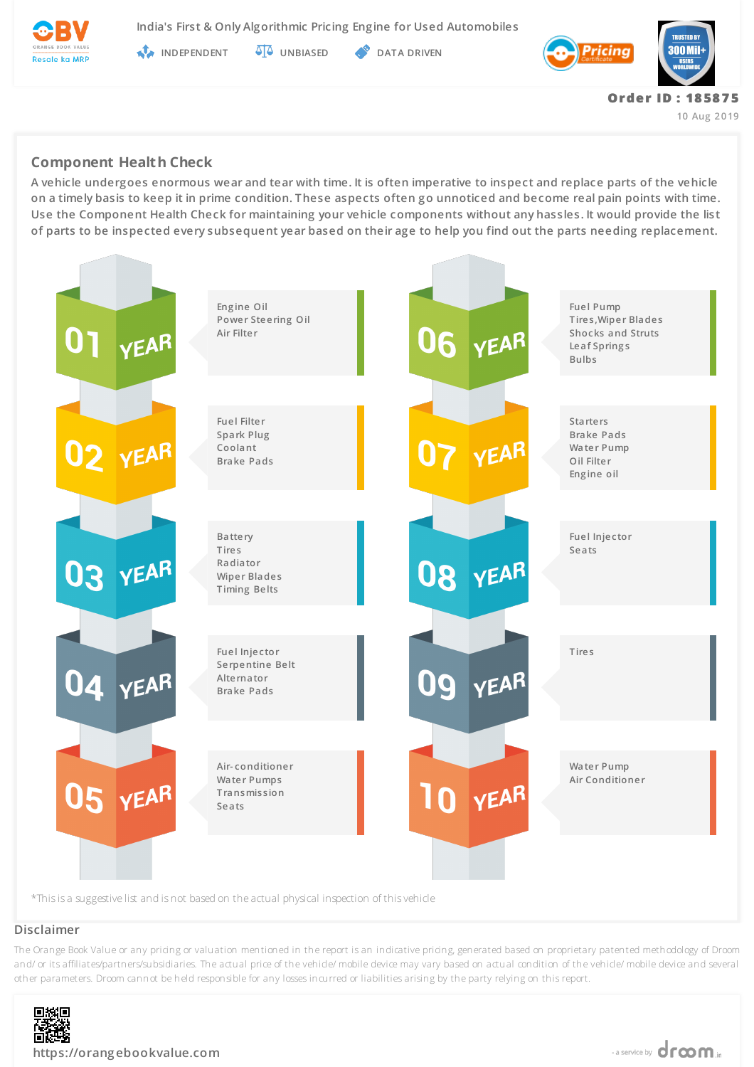India's First & Only Algorithmic Pricing Engine for Used Automobiles

INDEPENDENT UNBIASED DATA DRIVEN

**Order ID : 185875**

10 Aug 2019

## Component Health Check

A vehicle undergoes enormous wear and tear with time. It is often imperative to inspect and replace parts of the vehicle on a timely basis to keep it in prime condition. These aspects often go unnoticed and become real pain points with time. Use the Component Health Check for maintaining your vehicle components without any hassles. It would provide the list of parts to be inspected every subsequent year based on their age to help you find out the parts needing replacement.

**01 YEAR**
- Engine Oil
- Power Steering Oil
- Air Filter

**02 YEAR**
- Fuel Filter
- Spark Plug
- Coolant
- Brake Pads

**03 YEAR**
- Battery
- Tires
- Radiator
- Wiper Blades
- Timing Belts

**04 YEAR**
- Fuel Injector
- Serpentine Belt
- Alternator
- Brake Pads

**05 YEAR**
- Air-conditioner
- Water Pumps
- Transmission
- Seats

**06 YEAR**
- Fuel Pump
- Tires,Wiper Blades
- Shocks and Struts
- Leaf Springs
- Bulbs

**07 YEAR**
- Starters
- Brake Pads
- Water Pump
- Oil Filter
- Engine oil

**08 YEAR**
- Fuel Injector
- Seats

**09 YEAR**
- Tires

**10 YEAR**
- Water Pump
- Air Conditioner

*This is a suggestive list and is not based on the actual physical inspection of this vehicle

## Disclaimer

The Orange Book Value or any pricing or valuation mentioned in the report is an indicative pricing, generated based on proprietary patented methodology of Droom and/ or its affiliates/partners/subsidiaries. The actual price of the vehicle/ mobile device may vary based on actual condition of the vehicle/ mobile device and several other parameters. Droom cannot be held responsible for any losses incurred or liabilities arising by the party relying on this report.

https://orangebookvalue.com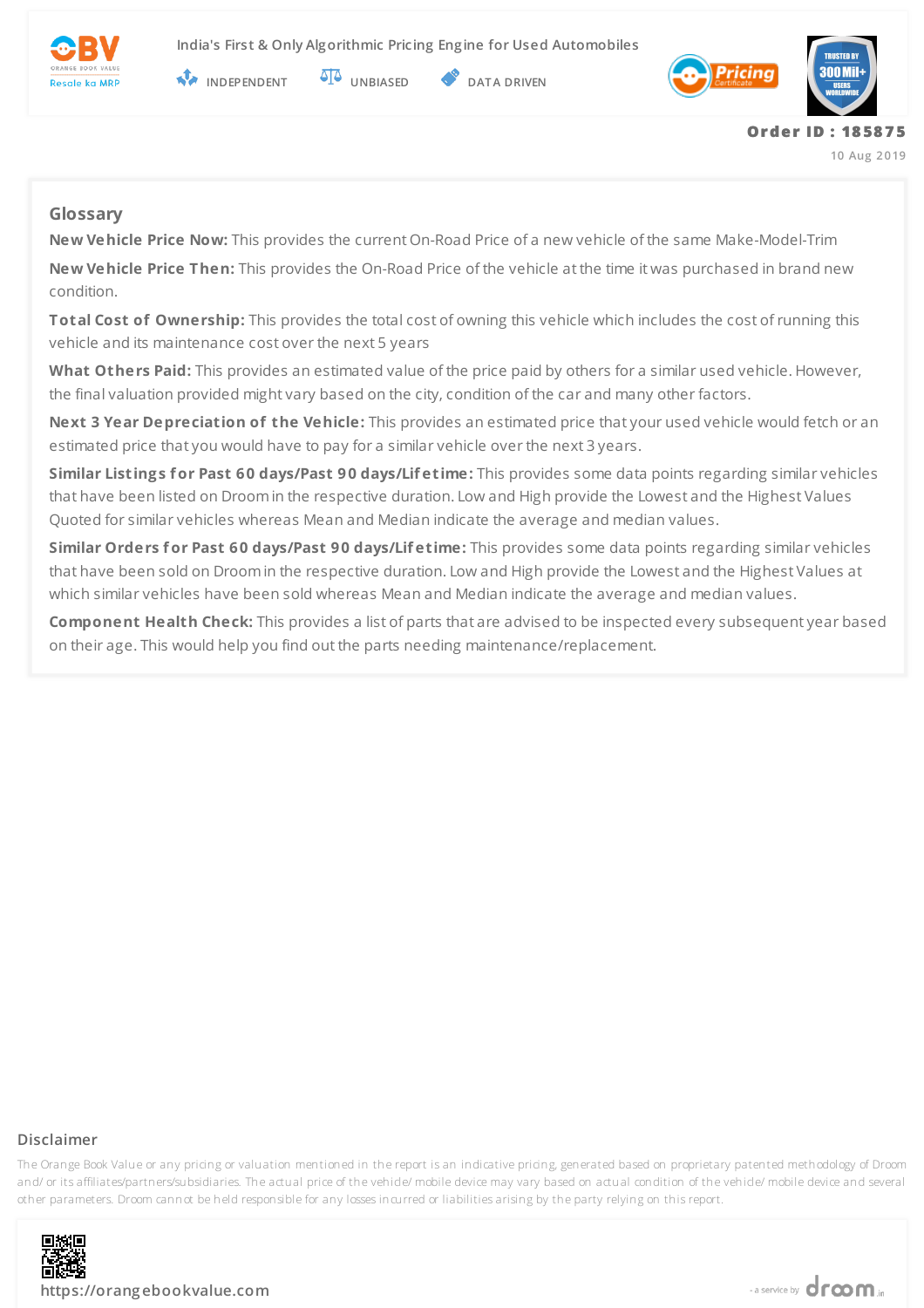Order ID : 185875

10 Aug 2019

## Glossary

**New Vehicle Price Now:** This provides the current On-Road Price of a new vehicle of the same Make-Model-Trim

**New Vehicle Price Then:** This provides the On-Road Price of the vehicle at the time it was purchased in brand new condition.

**Total Cost of Ownership:** This provides the total cost of owning this vehicle which includes the cost of running this vehicle and its maintenance cost over the next 5 years

**What Others Paid:** This provides an estimated value of the price paid by others for a similar used vehicle. However, the final valuation provided might vary based on the city, condition of the car and many other factors.

**Next 3 Year Depreciation of the Vehicle:** This provides an estimated price that your used vehicle would fetch or an estimated price that you would have to pay for a similar vehicle over the next 3 years.

**Similar Listings for Past 60 days/Past 90 days/Lifetime:** This provides some data points regarding similar vehicles that have been listed on Droom in the respective duration. Low and High provide the Lowest and the Highest Values Quoted for similar vehicles whereas Mean and Median indicate the average and median values.

**Similar Orders for Past 60 days/Past 90 days/Lifetime:** This provides some data points regarding similar vehicles that have been sold on Droom in the respective duration. Low and High provide the Lowest and the Highest Values at which similar vehicles have been sold whereas Mean and Median indicate the average and median values.

**Component Health Check:** This provides a list of parts that are advised to be inspected every subsequent year based on their age. This would help you find out the parts needing maintenance/replacement.

## Disclaimer

The Orange Book Value or any pricing or valuation mentioned in the report is an indicative pricing, generated based on proprietary patented methodology of Droom and/ or its affiliates/partners/subsidiaries. The actual price of the vehicle/ mobile device may vary based on actual condition of the vehicle/ mobile device and several other parameters. Droom cannot be held responsible for any losses incurred or liabilities arising by the party relying on this report.

https://orangebookvalue.com